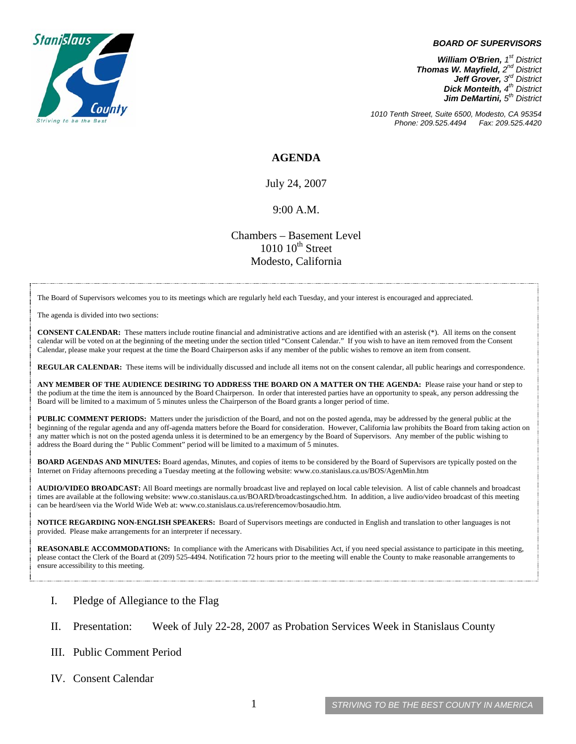**BOARD OF SUPERVISORS**

***William O'Brien,*** *1st District*
***Thomas W. Mayfield,*** *2nd District*
***Jeff Grover,*** *3rd District*
***Dick Monteith,*** *4th District*
***Jim DeMartini,*** *5th District*

*1010 Tenth Street, Suite 6500, Modesto, CA 95354*
*Phone: 209.525.4494 Fax: 209.525.4420*

# AGENDA

July 24, 2007

9:00 A.M.

Chambers – Basement Level
1010 10th Street
Modesto, California

The Board of Supervisors welcomes you to its meetings which are regularly held each Tuesday, and your interest is encouraged and appreciated.

The agenda is divided into two sections:

**CONSENT CALENDAR:** These matters include routine financial and administrative actions and are identified with an asterisk (*). All items on the consent calendar will be voted on at the beginning of the meeting under the section titled "Consent Calendar." If you wish to have an item removed from the Consent Calendar, please make your request at the time the Board Chairperson asks if any member of the public wishes to remove an item from consent.

**REGULAR CALENDAR:** These items will be individually discussed and include all items not on the consent calendar, all public hearings and correspondence.

**ANY MEMBER OF THE AUDIENCE DESIRING TO ADDRESS THE BOARD ON A MATTER ON THE AGENDA:** Please raise your hand or step to the podium at the time the item is announced by the Board Chairperson. In order that interested parties have an opportunity to speak, any person addressing the Board will be limited to a maximum of 5 minutes unless the Chairperson of the Board grants a longer period of time.

**PUBLIC COMMENT PERIODS:** Matters under the jurisdiction of the Board, and not on the posted agenda, may be addressed by the general public at the beginning of the regular agenda and any off-agenda matters before the Board for consideration. However, California law prohibits the Board from taking action on any matter which is not on the posted agenda unless it is determined to be an emergency by the Board of Supervisors. Any member of the public wishing to address the Board during the " Public Comment" period will be limited to a maximum of 5 minutes.

**BOARD AGENDAS AND MINUTES:** Board agendas, Minutes, and copies of items to be considered by the Board of Supervisors are typically posted on the Internet on Friday afternoons preceding a Tuesday meeting at the following website: www.co.stanislaus.ca.us/BOS/AgenMin.htm

**AUDIO/VIDEO BROADCAST:** All Board meetings are normally broadcast live and replayed on local cable television. A list of cable channels and broadcast times are available at the following website: www.co.stanislaus.ca.us/BOARD/broadcastingsched.htm. In addition, a live audio/video broadcast of this meeting can be heard/seen via the World Wide Web at: www.co.stanislaus.ca.us/referencemov/bosaudio.htm.

**NOTICE REGARDING NON-ENGLISH SPEAKERS:** Board of Supervisors meetings are conducted in English and translation to other languages is not provided. Please make arrangements for an interpreter if necessary.

**REASONABLE ACCOMMODATIONS:** In compliance with the Americans with Disabilities Act, if you need special assistance to participate in this meeting, please contact the Clerk of the Board at (209) 525-4494. Notification 72 hours prior to the meeting will enable the County to make reasonable arrangements to ensure accessibility to this meeting.

I. Pledge of Allegiance to the Flag

II. Presentation: Week of July 22-28, 2007 as Probation Services Week in Stanislaus County

III. Public Comment Period

IV. Consent Calendar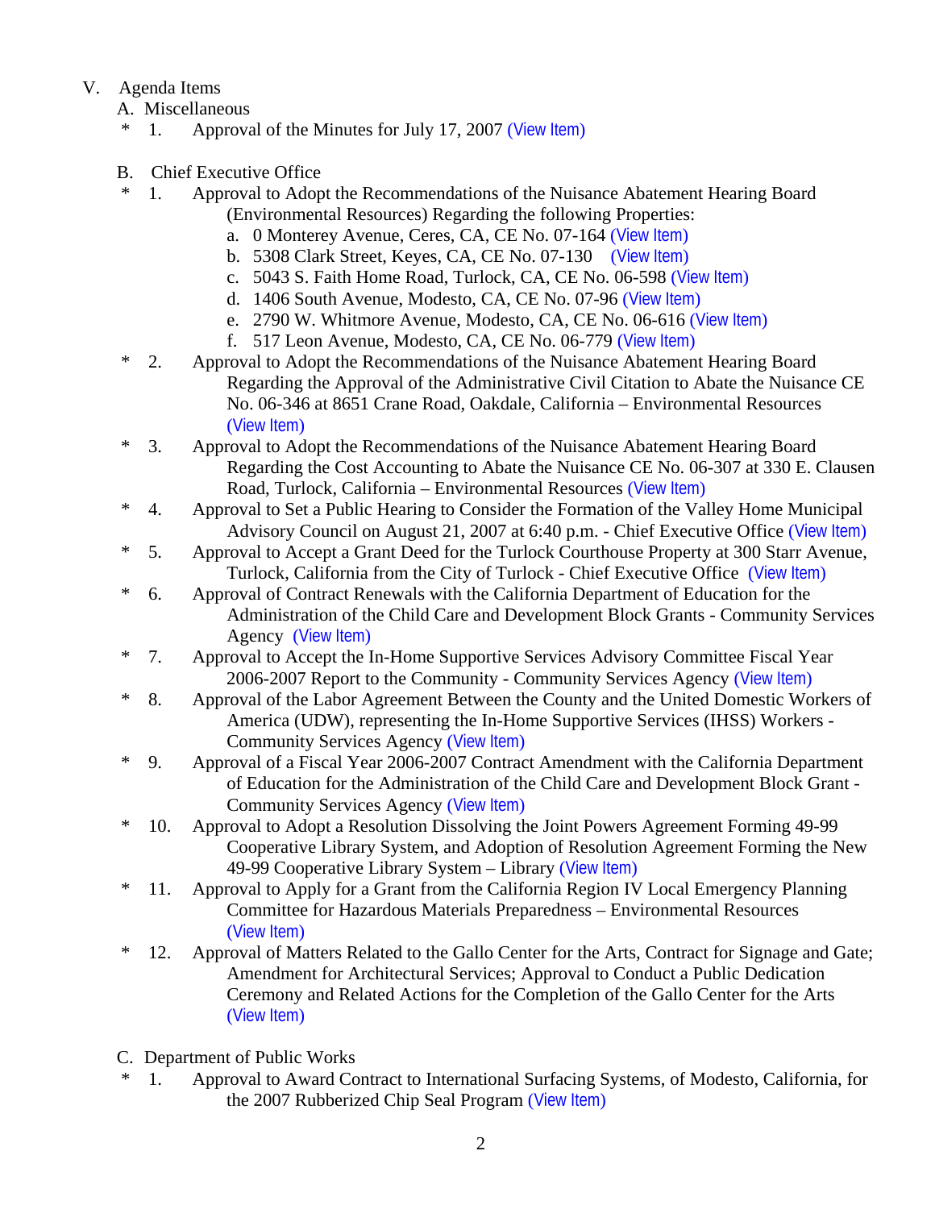V. Agenda Items

A. Miscellaneous

* 1. Approval of the Minutes for July 17, 2007 (View Item)

B. Chief Executive Office

* 1. Approval to Adopt the Recommendations of the Nuisance Abatement Hearing Board (Environmental Resources) Regarding the following Properties:
   a. 0 Monterey Avenue, Ceres, CA, CE No. 07-164 (View Item)
   b. 5308 Clark Street, Keyes, CA, CE No. 07-130 (View Item)
   c. 5043 S. Faith Home Road, Turlock, CA, CE No. 06-598 (View Item)
   d. 1406 South Avenue, Modesto, CA, CE No. 07-96 (View Item)
   e. 2790 W. Whitmore Avenue, Modesto, CA, CE No. 06-616 (View Item)
   f. 517 Leon Avenue, Modesto, CA, CE No. 06-779 (View Item)
* 2. Approval to Adopt the Recommendations of the Nuisance Abatement Hearing Board Regarding the Approval of the Administrative Civil Citation to Abate the Nuisance CE No. 06-346 at 8651 Crane Road, Oakdale, California – Environmental Resources (View Item)
* 3. Approval to Adopt the Recommendations of the Nuisance Abatement Hearing Board Regarding the Cost Accounting to Abate the Nuisance CE No. 06-307 at 330 E. Clausen Road, Turlock, California – Environmental Resources (View Item)
* 4. Approval to Set a Public Hearing to Consider the Formation of the Valley Home Municipal Advisory Council on August 21, 2007 at 6:40 p.m. - Chief Executive Office (View Item)
* 5. Approval to Accept a Grant Deed for the Turlock Courthouse Property at 300 Starr Avenue, Turlock, California from the City of Turlock - Chief Executive Office (View Item)
* 6. Approval of Contract Renewals with the California Department of Education for the Administration of the Child Care and Development Block Grants - Community Services Agency (View Item)
* 7. Approval to Accept the In-Home Supportive Services Advisory Committee Fiscal Year 2006-2007 Report to the Community - Community Services Agency (View Item)
* 8. Approval of the Labor Agreement Between the County and the United Domestic Workers of America (UDW), representing the In-Home Supportive Services (IHSS) Workers - Community Services Agency (View Item)
* 9. Approval of a Fiscal Year 2006-2007 Contract Amendment with the California Department of Education for the Administration of the Child Care and Development Block Grant - Community Services Agency (View Item)
* 10. Approval to Adopt a Resolution Dissolving the Joint Powers Agreement Forming 49-99 Cooperative Library System, and Adoption of Resolution Agreement Forming the New 49-99 Cooperative Library System – Library (View Item)
* 11. Approval to Apply for a Grant from the California Region IV Local Emergency Planning Committee for Hazardous Materials Preparedness – Environmental Resources (View Item)
* 12. Approval of Matters Related to the Gallo Center for the Arts, Contract for Signage and Gate; Amendment for Architectural Services; Approval to Conduct a Public Dedication Ceremony and Related Actions for the Completion of the Gallo Center for the Arts (View Item)

C. Department of Public Works

* 1. Approval to Award Contract to International Surfacing Systems, of Modesto, California, for the 2007 Rubberized Chip Seal Program (View Item)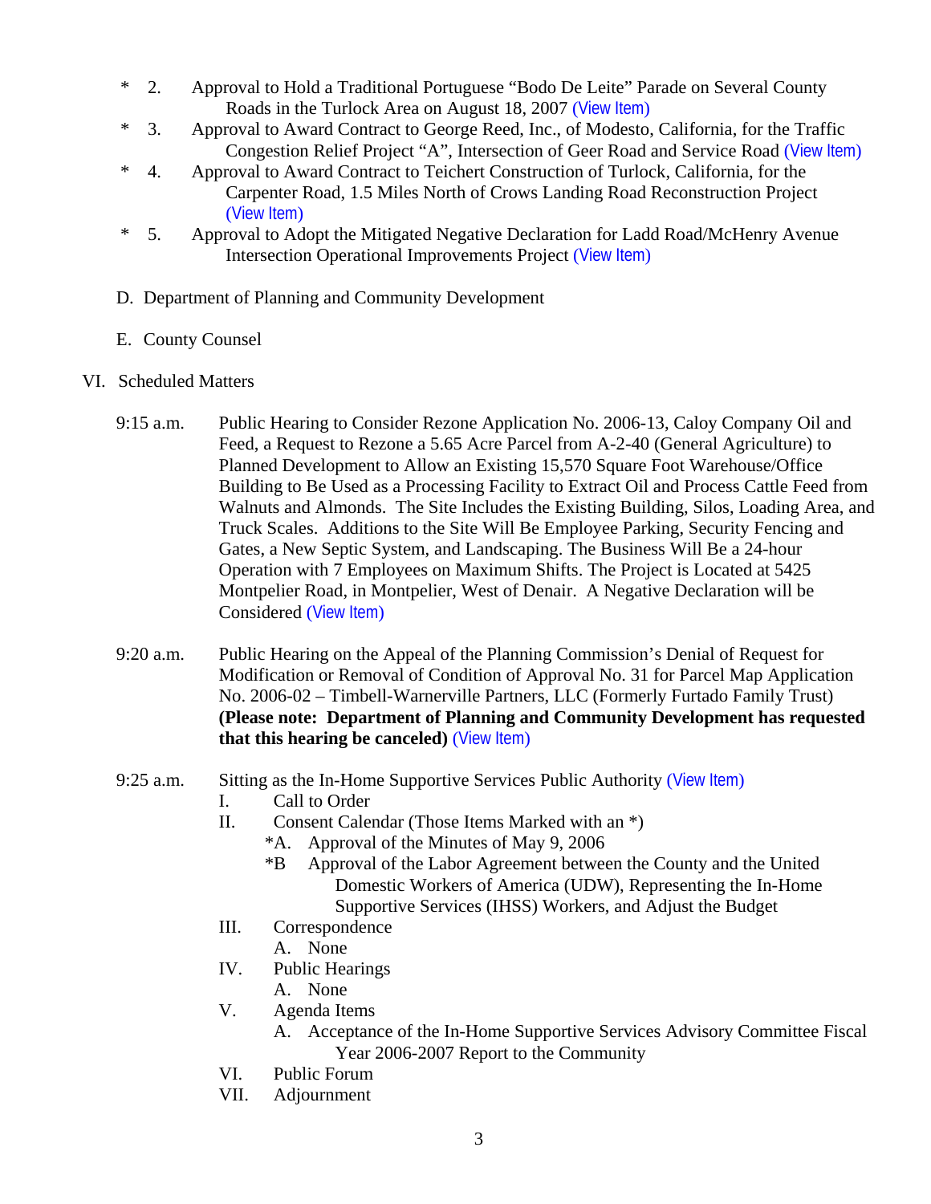- \* 2. Approval to Hold a Traditional Portuguese "Bodo De Leite" Parade on Several County Roads in the Turlock Area on August 18, 2007 (View Item)
- \* 3. Approval to Award Contract to George Reed, Inc., of Modesto, California, for the Traffic Congestion Relief Project "A", Intersection of Geer Road and Service Road (View Item)
- \* 4. Approval to Award Contract to Teichert Construction of Turlock, California, for the Carpenter Road, 1.5 Miles North of Crows Landing Road Reconstruction Project (View Item)
- \* 5. Approval to Adopt the Mitigated Negative Declaration for Ladd Road/McHenry Avenue Intersection Operational Improvements Project (View Item)

D. Department of Planning and Community Development

E. County Counsel

VI. Scheduled Matters

9:15 a.m. Public Hearing to Consider Rezone Application No. 2006-13, Caloy Company Oil and Feed, a Request to Rezone a 5.65 Acre Parcel from A-2-40 (General Agriculture) to Planned Development to Allow an Existing 15,570 Square Foot Warehouse/Office Building to Be Used as a Processing Facility to Extract Oil and Process Cattle Feed from Walnuts and Almonds. The Site Includes the Existing Building, Silos, Loading Area, and Truck Scales. Additions to the Site Will Be Employee Parking, Security Fencing and Gates, a New Septic System, and Landscaping. The Business Will Be a 24-hour Operation with 7 Employees on Maximum Shifts. The Project is Located at 5425 Montpelier Road, in Montpelier, West of Denair. A Negative Declaration will be Considered (View Item)

9:20 a.m. Public Hearing on the Appeal of the Planning Commission's Denial of Request for Modification or Removal of Condition of Approval No. 31 for Parcel Map Application No. 2006-02 – Timbell-Warnerville Partners, LLC (Formerly Furtado Family Trust) **(Please note: Department of Planning and Community Development has requested that this hearing be canceled)** (View Item)

9:25 a.m. Sitting as the In-Home Supportive Services Public Authority (View Item)

I. Call to Order

II. Consent Calendar (Those Items Marked with an *)

- *A. Approval of the Minutes of May 9, 2006
- *B Approval of the Labor Agreement between the County and the United Domestic Workers of America (UDW), Representing the In-Home Supportive Services (IHSS) Workers, and Adjust the Budget

III. Correspondence

- A. None

IV. Public Hearings

- A. None

V. Agenda Items

- A. Acceptance of the In-Home Supportive Services Advisory Committee Fiscal Year 2006-2007 Report to the Community

VI. Public Forum

VII. Adjournment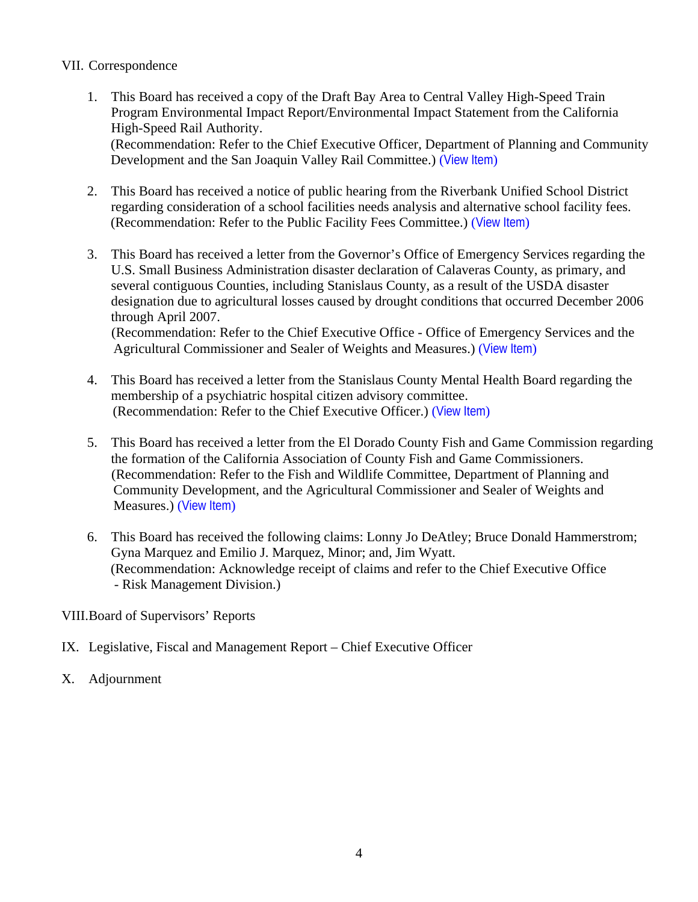VII. Correspondence

1. This Board has received a copy of the Draft Bay Area to Central Valley High-Speed Train Program Environmental Impact Report/Environmental Impact Statement from the California High-Speed Rail Authority.
   (Recommendation: Refer to the Chief Executive Officer, Department of Planning and Community Development and the San Joaquin Valley Rail Committee.) (View Item)

2. This Board has received a notice of public hearing from the Riverbank Unified School District regarding consideration of a school facilities needs analysis and alternative school facility fees.
   (Recommendation: Refer to the Public Facility Fees Committee.) (View Item)

3. This Board has received a letter from the Governor's Office of Emergency Services regarding the U.S. Small Business Administration disaster declaration of Calaveras County, as primary, and several contiguous Counties, including Stanislaus County, as a result of the USDA disaster designation due to agricultural losses caused by drought conditions that occurred December 2006 through April 2007.
   (Recommendation: Refer to the Chief Executive Office - Office of Emergency Services and the Agricultural Commissioner and Sealer of Weights and Measures.) (View Item)

4. This Board has received a letter from the Stanislaus County Mental Health Board regarding the membership of a psychiatric hospital citizen advisory committee.
   (Recommendation: Refer to the Chief Executive Officer.) (View Item)

5. This Board has received a letter from the El Dorado County Fish and Game Commission regarding the formation of the California Association of County Fish and Game Commissioners.
   (Recommendation: Refer to the Fish and Wildlife Committee, Department of Planning and Community Development, and the Agricultural Commissioner and Sealer of Weights and Measures.) (View Item)

6. This Board has received the following claims: Lonny Jo DeAtley; Bruce Donald Hammerstrom; Gyna Marquez and Emilio J. Marquez, Minor; and, Jim Wyatt.
   (Recommendation: Acknowledge receipt of claims and refer to the Chief Executive Office - Risk Management Division.)

VIII. Board of Supervisors' Reports

IX. Legislative, Fiscal and Management Report – Chief Executive Officer

X. Adjournment